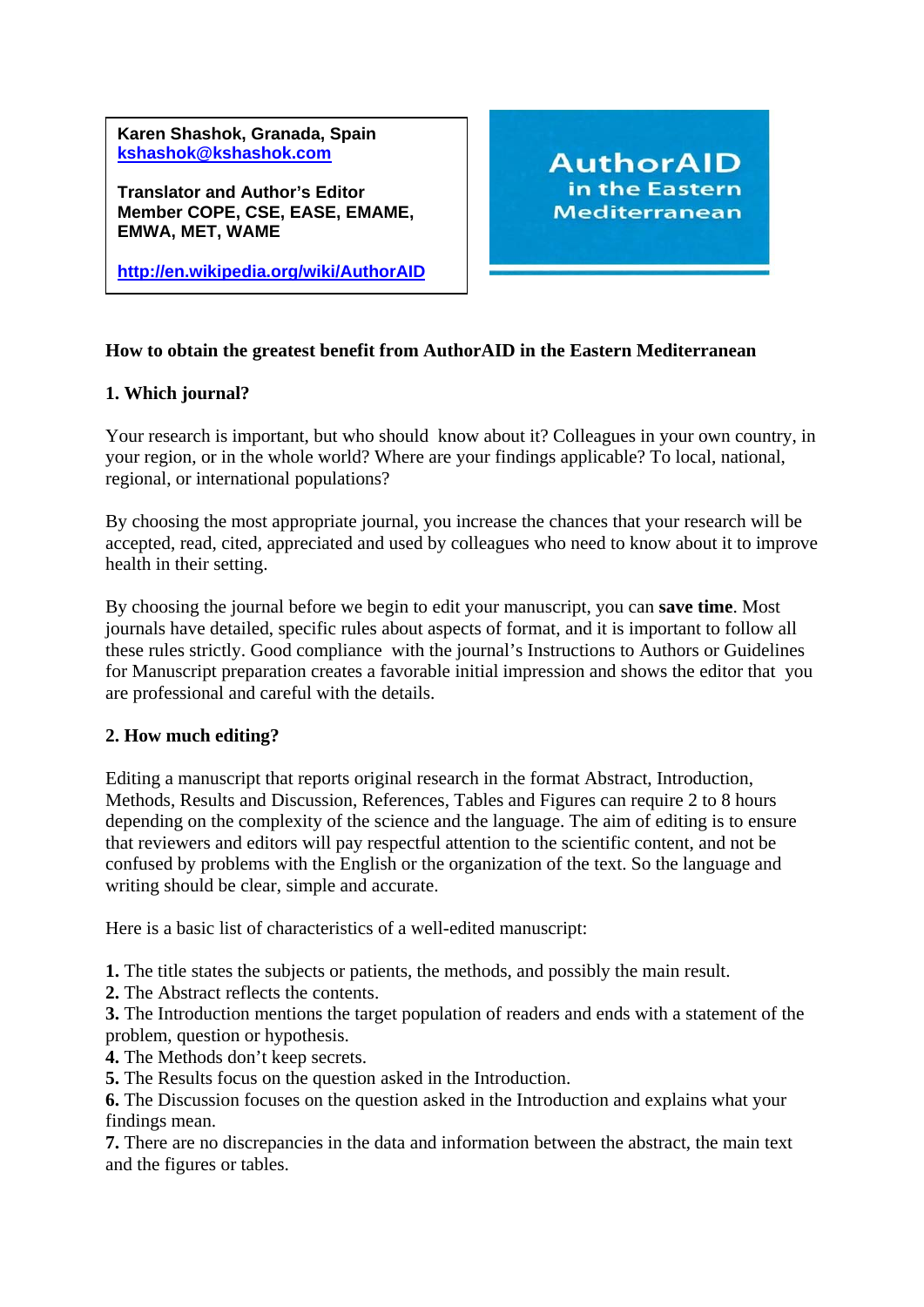**Karen Shashok, Granada, Spain**
**[kshashok@kshashok.com](mailto:kshashok@kshashok.com)**

**Translator and Author's Editor**
**Member COPE, CSE, EASE, EMAME, EMWA, MET, WAME**

**[http://en.wikipedia.org/wiki/AuthorAID](http://en.wikipedia.org/wiki/AuthorAID)**

AuthorAID in the Eastern Mediterranean

**How to obtain the greatest benefit from AuthorAID in the Eastern Mediterranean**

**1. Which journal?**

Your research is important, but who should know about it? Colleagues in your own country, in your region, or in the whole world? Where are your findings applicable? To local, national, regional, or international populations?

By choosing the most appropriate journal, you increase the chances that your research will be accepted, read, cited, appreciated and used by colleagues who need to know about it to improve health in their setting.

By choosing the journal before we begin to edit your manuscript, you can **save time**. Most journals have detailed, specific rules about aspects of format, and it is important to follow all these rules strictly. Good compliance with the journal's Instructions to Authors or Guidelines for Manuscript preparation creates a favorable initial impression and shows the editor that you are professional and careful with the details.

**2. How much editing?**

Editing a manuscript that reports original research in the format Abstract, Introduction, Methods, Results and Discussion, References, Tables and Figures can require 2 to 8 hours depending on the complexity of the science and the language. The aim of editing is to ensure that reviewers and editors will pay respectful attention to the scientific content, and not be confused by problems with the English or the organization of the text. So the language and writing should be clear, simple and accurate.

Here is a basic list of characteristics of a well-edited manuscript:

**1.** The title states the subjects or patients, the methods, and possibly the main result.
**2.** The Abstract reflects the contents.
**3.** The Introduction mentions the target population of readers and ends with a statement of the problem, question or hypothesis.
**4.** The Methods don't keep secrets.
**5.** The Results focus on the question asked in the Introduction.
**6.** The Discussion focuses on the question asked in the Introduction and explains what your findings mean.
**7.** There are no discrepancies in the data and information between the abstract, the main text and the figures or tables.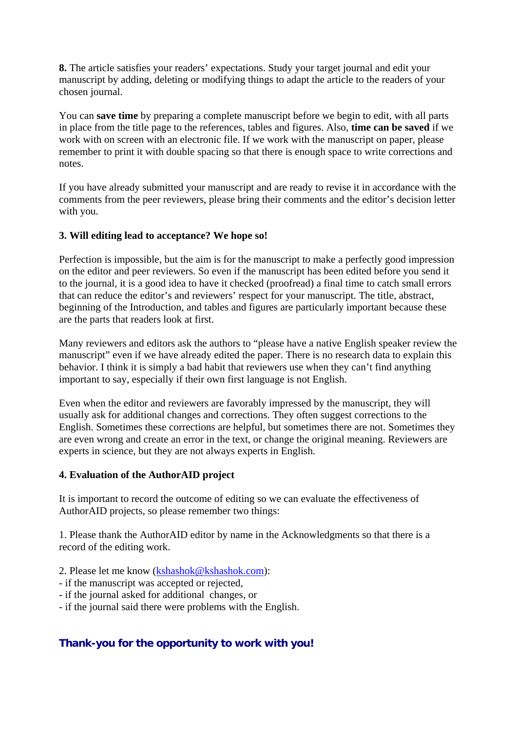**8.** The article satisfies your readers' expectations. Study your target journal and edit your manuscript by adding, deleting or modifying things to adapt the article to the readers of your chosen journal.

You can **save time** by preparing a complete manuscript before we begin to edit, with all parts in place from the title page to the references, tables and figures. Also, **time can be saved** if we work with on screen with an electronic file. If we work with the manuscript on paper, please remember to print it with double spacing so that there is enough space to write corrections and notes.

If you have already submitted your manuscript and are ready to revise it in accordance with the comments from the peer reviewers, please bring their comments and the editor's decision letter with you.

### 3. Will editing lead to acceptance? We hope so!

Perfection is impossible, but the aim is for the manuscript to make a perfectly good impression on the editor and peer reviewers. So even if the manuscript has been edited before you send it to the journal, it is a good idea to have it checked (proofread) a final time to catch small errors that can reduce the editor's and reviewers' respect for your manuscript. The title, abstract, beginning of the Introduction, and tables and figures are particularly important because these are the parts that readers look at first.

Many reviewers and editors ask the authors to "please have a native English speaker review the manuscript" even if we have already edited the paper. There is no research data to explain this behavior. I think it is simply a bad habit that reviewers use when they can't find anything important to say, especially if their own first language is not English.

Even when the editor and reviewers are favorably impressed by the manuscript, they will usually ask for additional changes and corrections. They often suggest corrections to the English. Sometimes these corrections are helpful, but sometimes there are not. Sometimes they are even wrong and create an error in the text, or change the original meaning. Reviewers are experts in science, but they are not always experts in English.

### 4. Evaluation of the AuthorAID project

It is important to record the outcome of editing so we can evaluate the effectiveness of AuthorAID projects, so please remember two things:

1. Please thank the AuthorAID editor by name in the Acknowledgments so that there is a record of the editing work.

2. Please let me know (kshashok@kshashok.com):
- if the manuscript was accepted or rejected,
- if the journal asked for additional changes, or
- if the journal said there were problems with the English.

**Thank-you for the opportunity to work with you!**